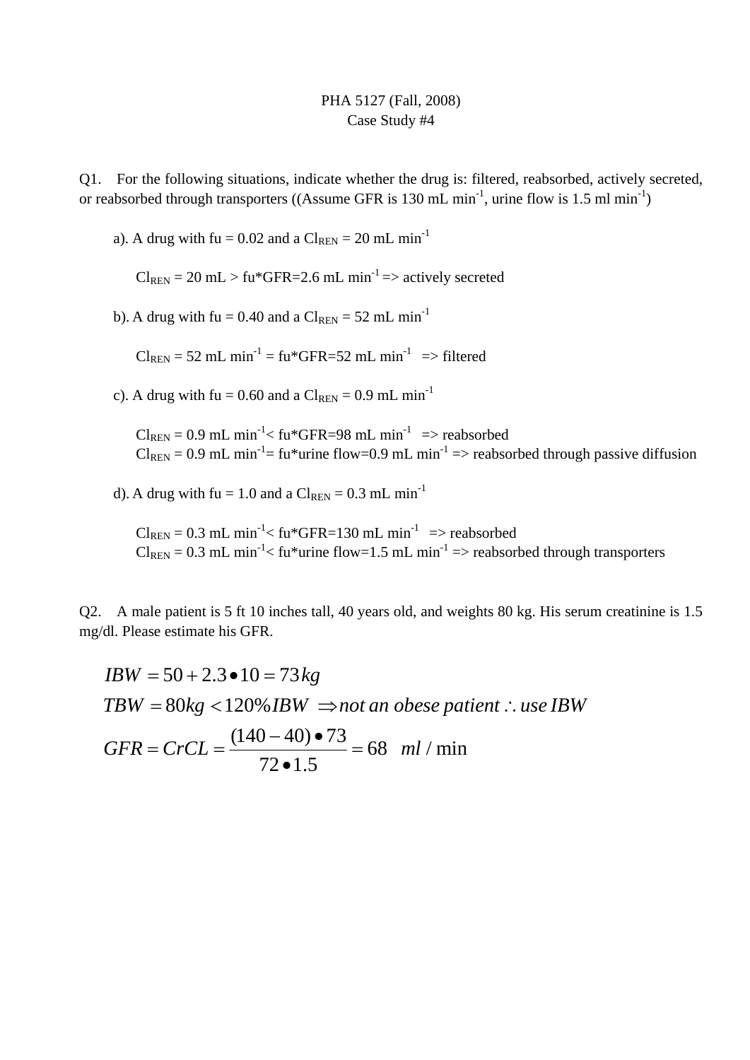PHA 5127 (Fall, 2008)
Case Study #4

Q1. For the following situations, indicate whether the drug is: filtered, reabsorbed, actively secreted, or reabsorbed through transporters ((Assume GFR is 130 mL $min^{-1}$, urine flow is 1.5 ml $min^{-1}$)

a). A drug with fu = 0.02 and a $Cl_{REN}$ = 20 mL $min^{-1}$

$Cl_{REN}$ = 20 mL > fu*GFR=2.6 mL $min^{-1}$ => actively secreted

b). A drug with fu = 0.40 and a $Cl_{REN}$ = 52 mL $min^{-1}$

$Cl_{REN}$ = 52 mL $min^{-1}$ = fu*GFR=52 mL $min^{-1}$ => filtered

c). A drug with fu = 0.60 and a $Cl_{REN}$ = 0.9 mL $min^{-1}$

$Cl_{REN}$ = 0.9 mL $min^{-1}$< fu*GFR=98 mL $min^{-1}$ => reabsorbed
$Cl_{REN}$ = 0.9 mL $min^{-1}$= fu*urine flow=0.9 mL $min^{-1}$ => reabsorbed through passive diffusion

d). A drug with fu = 1.0 and a $Cl_{REN}$ = 0.3 mL $min^{-1}$

$Cl_{REN}$ = 0.3 mL $min^{-1}$< fu*GFR=130 mL $min^{-1}$ => reabsorbed
$Cl_{REN}$ = 0.3 mL $min^{-1}$< fu*urine flow=1.5 mL $min^{-1}$ => reabsorbed through transporters

Q2. A male patient is 5 ft 10 inches tall, 40 years old, and weights 80 kg. His serum creatinine is 1.5 mg/dl. Please estimate his GFR.

$$IBW = 50 + 2.3 \bullet 10 = 73\,kg$$

$$TBW = 80kg < 120\% IBW \;\Rightarrow \textit{not an obese patient} \therefore \textit{use IBW}$$

$$GFR = CrCL = \frac{(140 - 40) \bullet 73}{72 \bullet 1.5} = 68 \quad ml/\min$$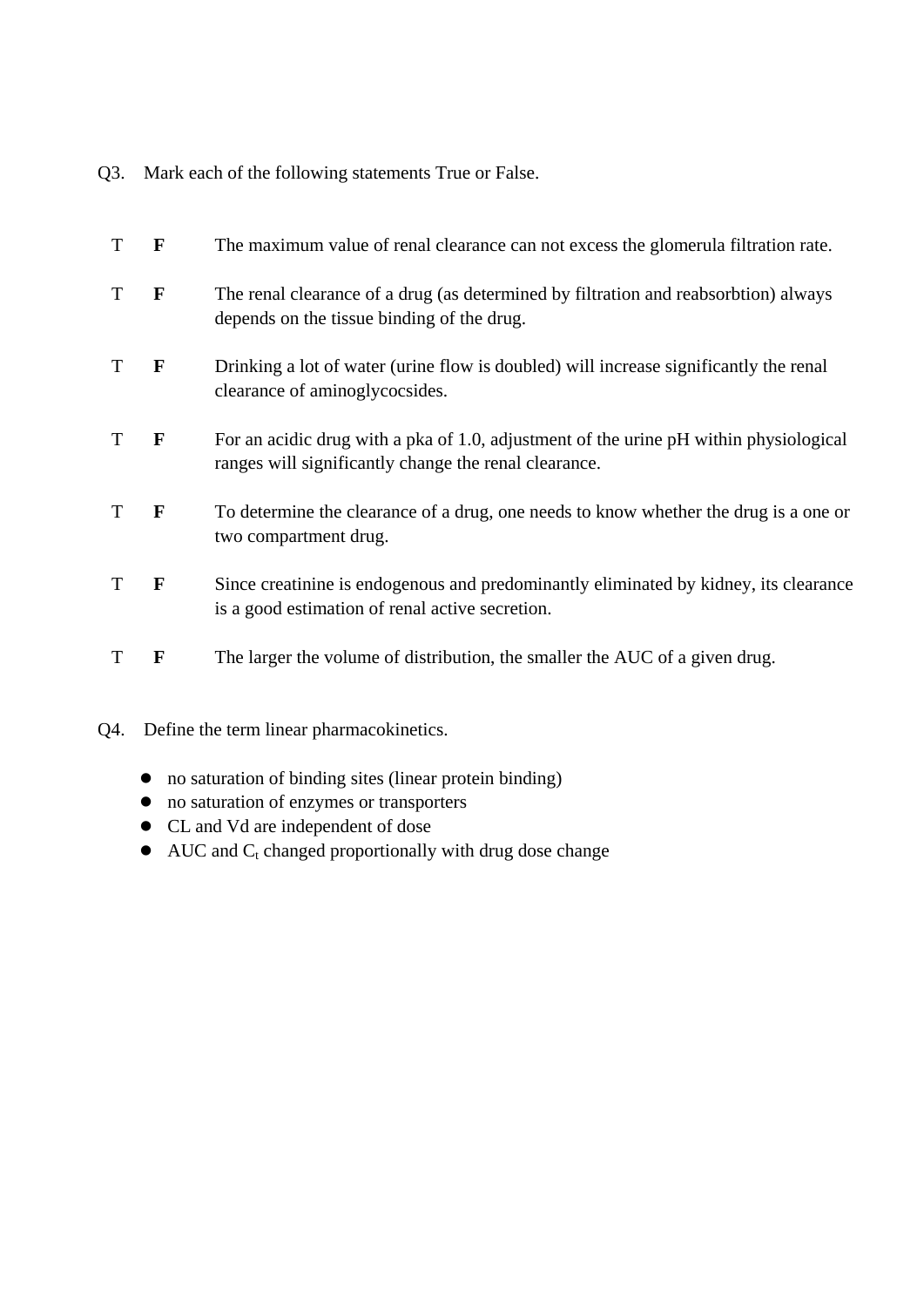Q3. Mark each of the following statements True or False.

| | | |
|---|---|---|
| T | **F** | The maximum value of renal clearance can not excess the glomerula filtration rate. |
| T | **F** | The renal clearance of a drug (as determined by filtration and reabsorbtion) always depends on the tissue binding of the drug. |
| T | **F** | Drinking a lot of water (urine flow is doubled) will increase significantly the renal clearance of aminoglycocsides. |
| T | **F** | For an acidic drug with a pka of 1.0, adjustment of the urine pH within physiological ranges will significantly change the renal clearance. |
| T | **F** | To determine the clearance of a drug, one needs to know whether the drug is a one or two compartment drug. |
| T | **F** | Since creatinine is endogenous and predominantly eliminated by kidney, its clearance is a good estimation of renal active secretion. |
| T | **F** | The larger the volume of distribution, the smaller the AUC of a given drug. |

Q4. Define the term linear pharmacokinetics.

- no saturation of binding sites (linear protein binding)
- no saturation of enzymes or transporters
- CL and Vd are independent of dose
- AUC and $C_t$ changed proportionally with drug dose change